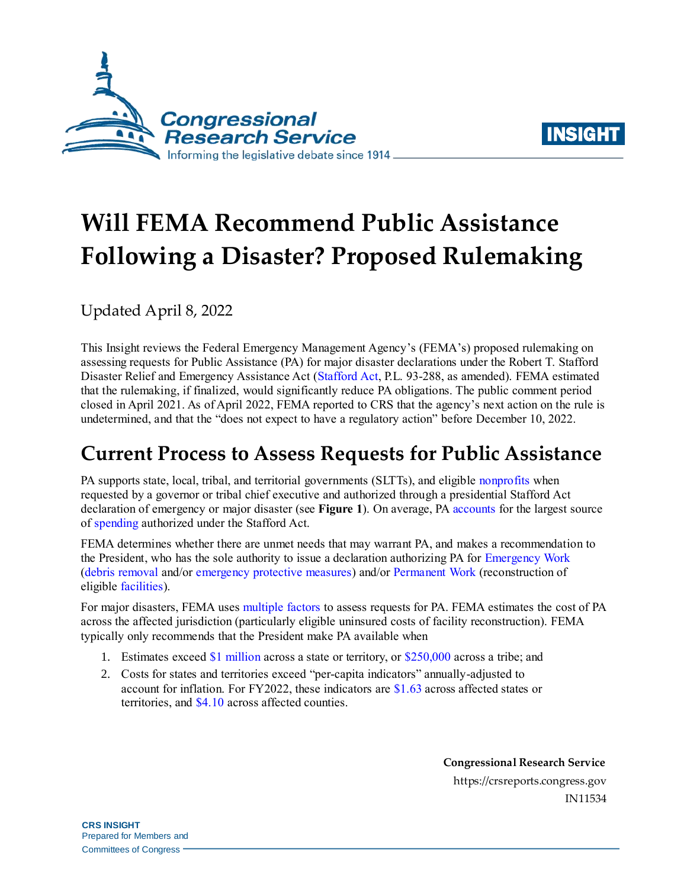# Will FEMA Recommend Public Assistance Following a Disaster? Proposed Rulemaking

Updated April 8, 2022

This Insight reviews the Federal Emergency Management Agency's (FEMA's) proposed rulemaking on assessing requests for Public Assistance (PA) for major disaster declarations under the Robert T. Stafford Disaster Relief and Emergency Assistance Act (Stafford Act, P.L. 93-288, as amended). FEMA estimated that the rulemaking, if finalized, would significantly reduce PA obligations. The public comment period closed in April 2021. As of April 2022, FEMA reported to CRS that the agency's next action on the rule is undetermined, and that the "does not expect to have a regulatory action" before December 10, 2022.

## Current Process to Assess Requests for Public Assistance

PA supports state, local, tribal, and territorial governments (SLTTs), and eligible nonprofits when requested by a governor or tribal chief executive and authorized through a presidential Stafford Act declaration of emergency or major disaster (see **Figure 1**). On average, PA accounts for the largest source of spending authorized under the Stafford Act.

FEMA determines whether there are unmet needs that may warrant PA, and makes a recommendation to the President, who has the sole authority to issue a declaration authorizing PA for Emergency Work (debris removal and/or emergency protective measures) and/or Permanent Work (reconstruction of eligible facilities).

For major disasters, FEMA uses multiple factors to assess requests for PA. FEMA estimates the cost of PA across the affected jurisdiction (particularly eligible uninsured costs of facility reconstruction). FEMA typically only recommends that the President make PA available when

1. Estimates exceed $1 million across a state or territory, or $250,000 across a tribe; and
2. Costs for states and territories exceed "per-capita indicators" annually-adjusted to account for inflation. For FY2022, these indicators are $1.63 across affected states or territories, and $4.10 across affected counties.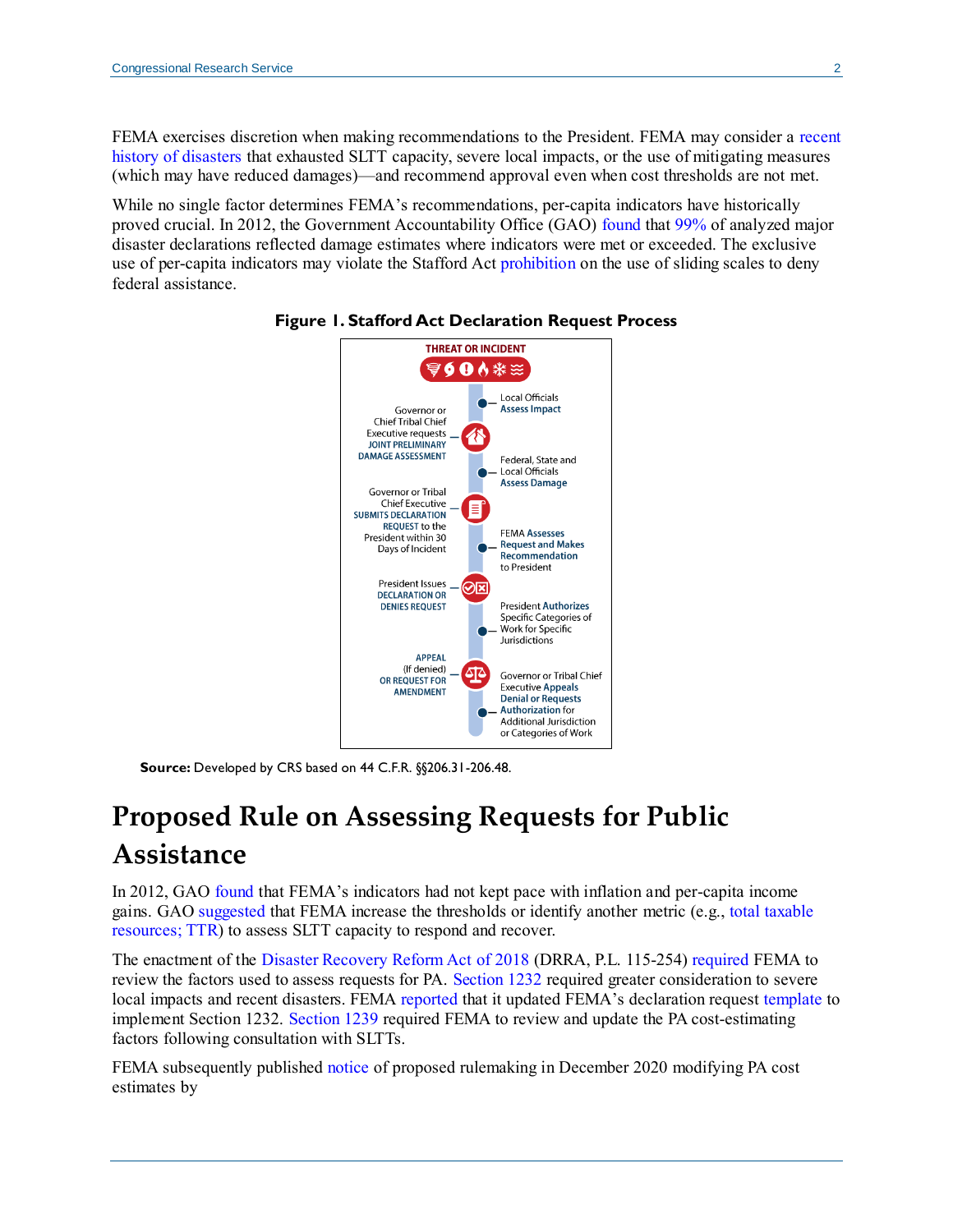FEMA exercises discretion when making recommendations to the President. FEMA may consider a recent history of disasters that exhausted SLTT capacity, severe local impacts, or the use of mitigating measures (which may have reduced damages)—and recommend approval even when cost thresholds are not met.

While no single factor determines FEMA's recommendations, per-capita indicators have historically proved crucial. In 2012, the Government Accountability Office (GAO) found that 99% of analyzed major disaster declarations reflected damage estimates where indicators were met or exceeded. The exclusive use of per-capita indicators may violate the Stafford Act prohibition on the use of sliding scales to deny federal assistance.

**Figure 1. Stafford Act Declaration Request Process**

THREAT OR INCIDENT

Local Officials Assess Impact

Governor or Chief Tribal Chief Executive requests JOINT PRELIMINARY DAMAGE ASSESSMENT

Federal, State and Local Officials Assess Damage

Governor or Tribal Chief Executive SUBMITS DECLARATION REQUEST to the President within 30 Days of Incident

FEMA Assesses Request and Makes Recommendation to President

President Issues DECLARATION OR DENIES REQUEST

President Authorizes Specific Categories of Work for Specific Jurisdictions

APPEAL (If denied) OR REQUEST FOR AMENDMENT

Governor or Tribal Chief Executive Appeals Denial or Requests Authorization for Additional Jurisdiction or Categories of Work

**Source:** Developed by CRS based on 44 C.F.R. §§206.31-206.48.

# Proposed Rule on Assessing Requests for Public Assistance

In 2012, GAO found that FEMA's indicators had not kept pace with inflation and per-capita income gains. GAO suggested that FEMA increase the thresholds or identify another metric (e.g., total taxable resources; TTR) to assess SLTT capacity to respond and recover.

The enactment of the Disaster Recovery Reform Act of 2018 (DRRA, P.L. 115-254) required FEMA to review the factors used to assess requests for PA. Section 1232 required greater consideration to severe local impacts and recent disasters. FEMA reported that it updated FEMA's declaration request template to implement Section 1232. Section 1239 required FEMA to review and update the PA cost-estimating factors following consultation with SLTTs.

FEMA subsequently published notice of proposed rulemaking in December 2020 modifying PA cost estimates by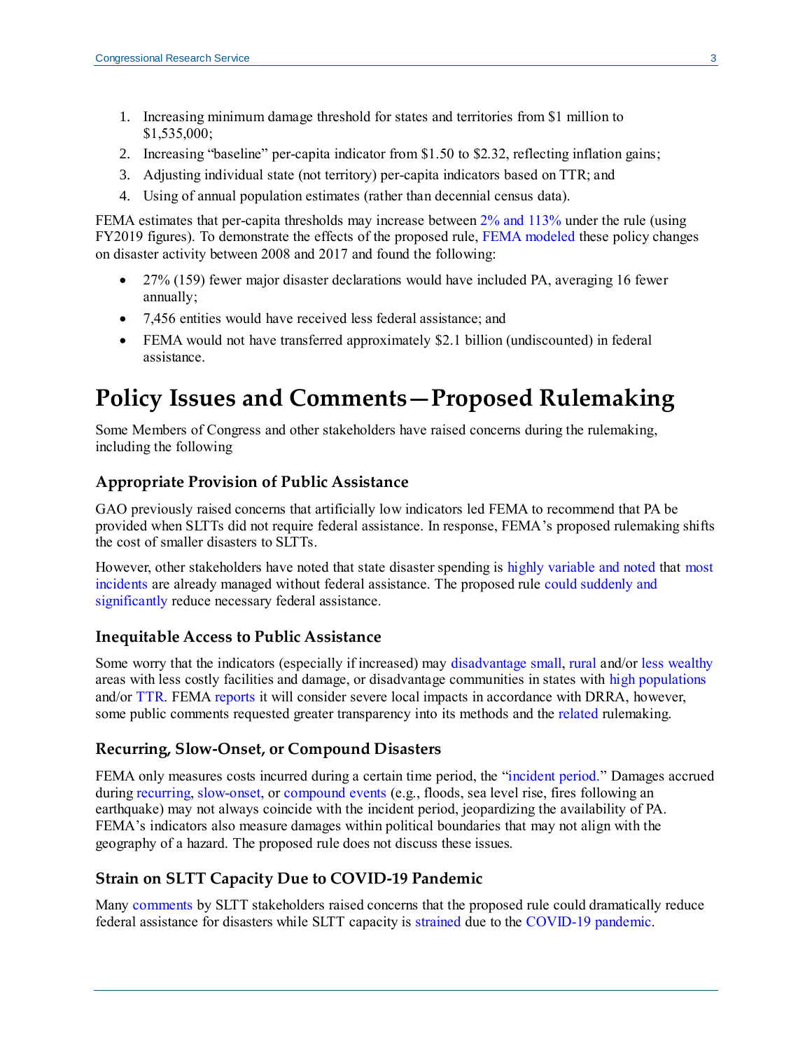1. Increasing minimum damage threshold for states and territories from $1 million to $1,535,000;
2. Increasing "baseline" per-capita indicator from $1.50 to $2.32, reflecting inflation gains;
3. Adjusting individual state (not territory) per-capita indicators based on TTR; and
4. Using of annual population estimates (rather than decennial census data).

FEMA estimates that per-capita thresholds may increase between 2% and 113% under the rule (using FY2019 figures). To demonstrate the effects of the proposed rule, FEMA modeled these policy changes on disaster activity between 2008 and 2017 and found the following:

- 27% (159) fewer major disaster declarations would have included PA, averaging 16 fewer annually;
- 7,456 entities would have received less federal assistance; and
- FEMA would not have transferred approximately $2.1 billion (undiscounted) in federal assistance.

# Policy Issues and Comments—Proposed Rulemaking

Some Members of Congress and other stakeholders have raised concerns during the rulemaking, including the following

## Appropriate Provision of Public Assistance

GAO previously raised concerns that artificially low indicators led FEMA to recommend that PA be provided when SLTTs did not require federal assistance. In response, FEMA's proposed rulemaking shifts the cost of smaller disasters to SLTTs.

However, other stakeholders have noted that state disaster spending is highly variable and noted that most incidents are already managed without federal assistance. The proposed rule could suddenly and significantly reduce necessary federal assistance.

## Inequitable Access to Public Assistance

Some worry that the indicators (especially if increased) may disadvantage small, rural and/or less wealthy areas with less costly facilities and damage, or disadvantage communities in states with high populations and/or TTR. FEMA reports it will consider severe local impacts in accordance with DRRA, however, some public comments requested greater transparency into its methods and the related rulemaking.

## Recurring, Slow-Onset, or Compound Disasters

FEMA only measures costs incurred during a certain time period, the "incident period." Damages accrued during recurring, slow-onset, or compound events (e.g., floods, sea level rise, fires following an earthquake) may not always coincide with the incident period, jeopardizing the availability of PA. FEMA's indicators also measure damages within political boundaries that may not align with the geography of a hazard. The proposed rule does not discuss these issues.

## Strain on SLTT Capacity Due to COVID-19 Pandemic

Many comments by SLTT stakeholders raised concerns that the proposed rule could dramatically reduce federal assistance for disasters while SLTT capacity is strained due to the COVID-19 pandemic.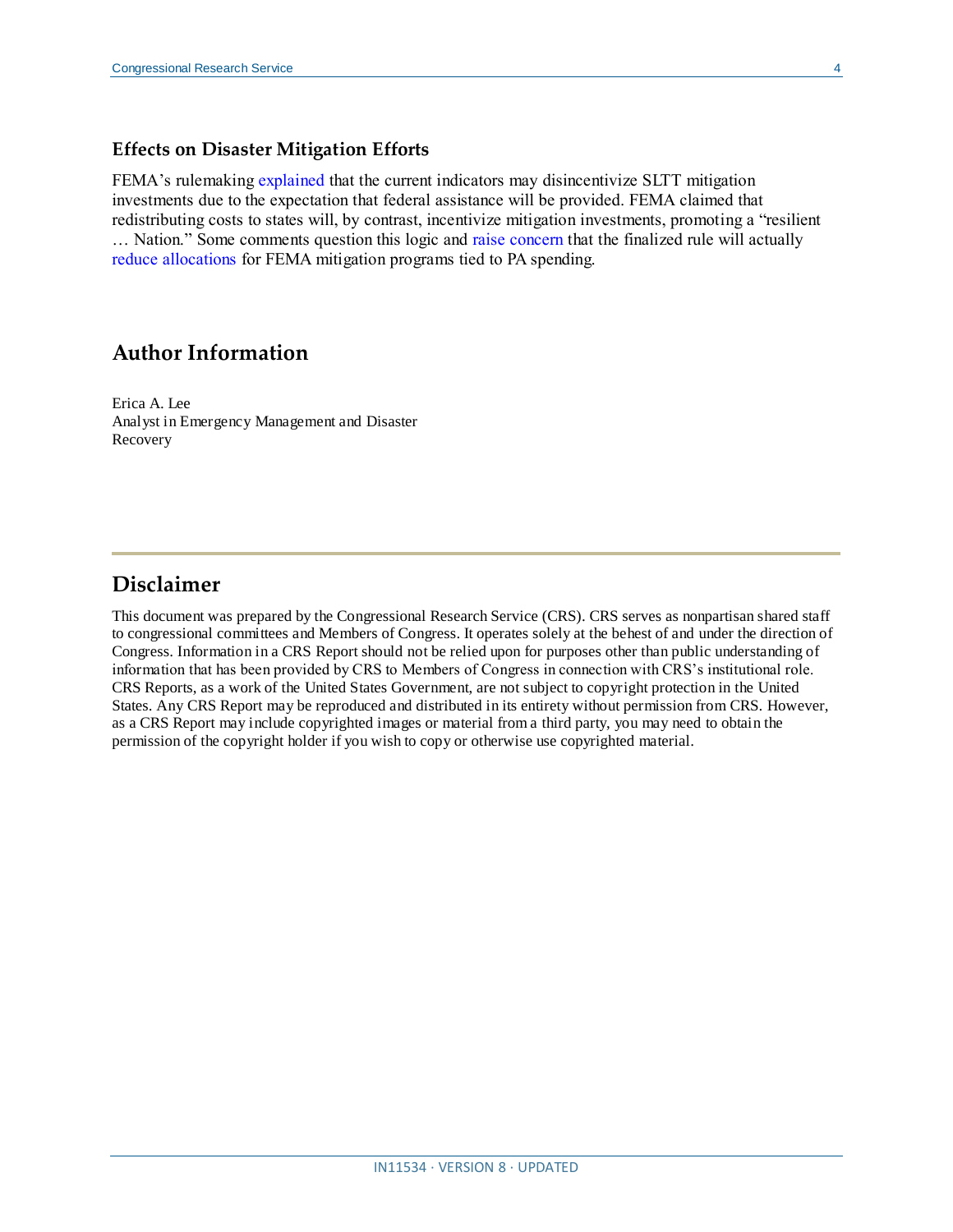### Effects on Disaster Mitigation Efforts

FEMA's rulemaking explained that the current indicators may disincentivize SLTT mitigation investments due to the expectation that federal assistance will be provided. FEMA claimed that redistributing costs to states will, by contrast, incentivize mitigation investments, promoting a "resilient … Nation." Some comments question this logic and raise concern that the finalized rule will actually reduce allocations for FEMA mitigation programs tied to PA spending.

## Author Information

Erica A. Lee
Analyst in Emergency Management and Disaster Recovery

## Disclaimer

This document was prepared by the Congressional Research Service (CRS). CRS serves as nonpartisan shared staff to congressional committees and Members of Congress. It operates solely at the behest of and under the direction of Congress. Information in a CRS Report should not be relied upon for purposes other than public understanding of information that has been provided by CRS to Members of Congress in connection with CRS's institutional role. CRS Reports, as a work of the United States Government, are not subject to copyright protection in the United States. Any CRS Report may be reproduced and distributed in its entirety without permission from CRS. However, as a CRS Report may include copyrighted images or material from a third party, you may need to obtain the permission of the copyright holder if you wish to copy or otherwise use copyrighted material.